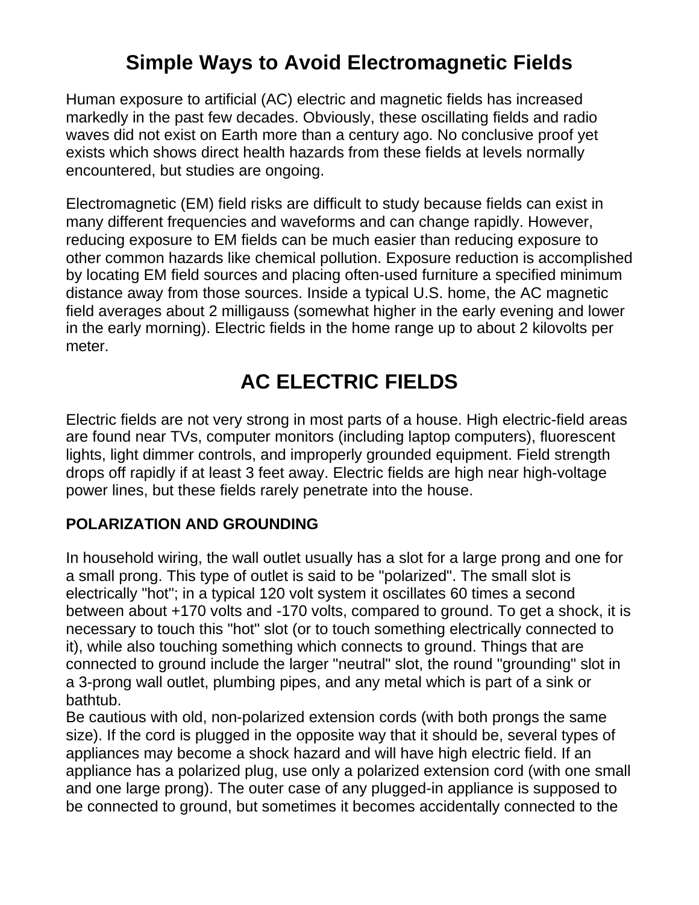# Simple Ways to Avoid Electromagnetic Fields

Human exposure to artificial (AC) electric and magnetic fields has increased markedly in the past few decades. Obviously, these oscillating fields and radio waves did not exist on Earth more than a century ago. No conclusive proof yet exists which shows direct health hazards from these fields at levels normally encountered, but studies are ongoing.

Electromagnetic (EM) field risks are difficult to study because fields can exist in many different frequencies and waveforms and can change rapidly. However, reducing exposure to EM fields can be much easier than reducing exposure to other common hazards like chemical pollution. Exposure reduction is accomplished by locating EM field sources and placing often-used furniture a specified minimum distance away from those sources. Inside a typical U.S. home, the AC magnetic field averages about 2 milligauss (somewhat higher in the early evening and lower in the early morning). Electric fields in the home range up to about 2 kilovolts per meter.

# AC ELECTRIC FIELDS

Electric fields are not very strong in most parts of a house. High electric-field areas are found near TVs, computer monitors (including laptop computers), fluorescent lights, light dimmer controls, and improperly grounded equipment. Field strength drops off rapidly if at least 3 feet away. Electric fields are high near high-voltage power lines, but these fields rarely penetrate into the house.

### POLARIZATION AND GROUNDING

In household wiring, the wall outlet usually has a slot for a large prong and one for a small prong. This type of outlet is said to be "polarized". The small slot is electrically "hot"; in a typical 120 volt system it oscillates 60 times a second between about +170 volts and -170 volts, compared to ground. To get a shock, it is necessary to touch this "hot" slot (or to touch something electrically connected to it), while also touching something which connects to ground. Things that are connected to ground include the larger "neutral" slot, the round "grounding" slot in a 3-prong wall outlet, plumbing pipes, and any metal which is part of a sink or bathtub.

Be cautious with old, non-polarized extension cords (with both prongs the same size). If the cord is plugged in the opposite way that it should be, several types of appliances may become a shock hazard and will have high electric field. If an appliance has a polarized plug, use only a polarized extension cord (with one small and one large prong). The outer case of any plugged-in appliance is supposed to be connected to ground, but sometimes it becomes accidentally connected to the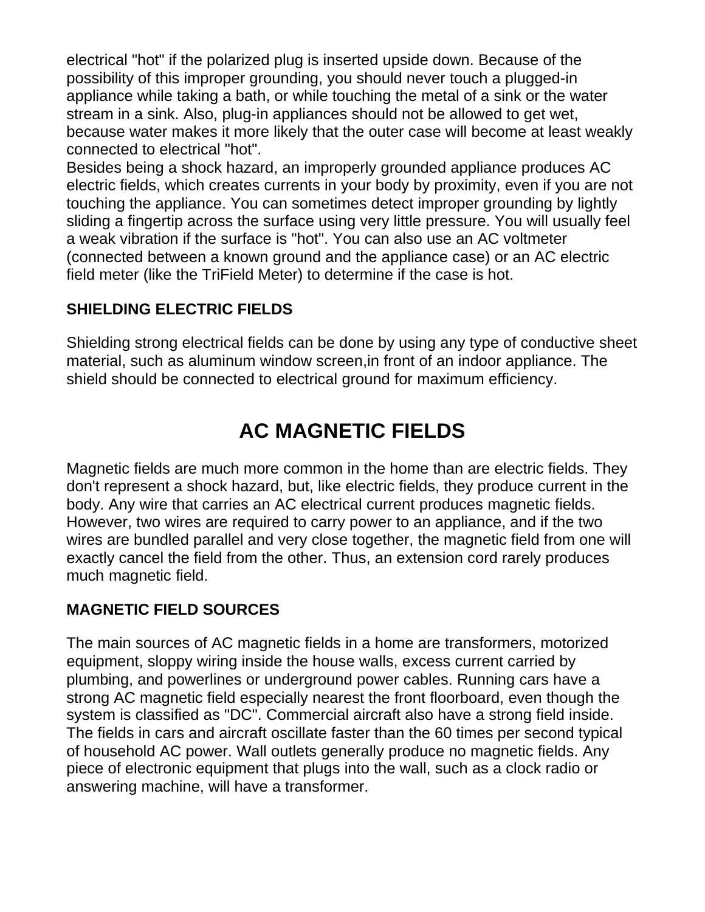electrical "hot" if the polarized plug is inserted upside down. Because of the possibility of this improper grounding, you should never touch a plugged-in appliance while taking a bath, or while touching the metal of a sink or the water stream in a sink. Also, plug-in appliances should not be allowed to get wet, because water makes it more likely that the outer case will become at least weakly connected to electrical "hot".

Besides being a shock hazard, an improperly grounded appliance produces AC electric fields, which creates currents in your body by proximity, even if you are not touching the appliance. You can sometimes detect improper grounding by lightly sliding a fingertip across the surface using very little pressure. You will usually feel a weak vibration if the surface is "hot". You can also use an AC voltmeter (connected between a known ground and the appliance case) or an AC electric field meter (like the TriField Meter) to determine if the case is hot.

### SHIELDING ELECTRIC FIELDS

Shielding strong electrical fields can be done by using any type of conductive sheet material, such as aluminum window screen,in front of an indoor appliance. The shield should be connected to electrical ground for maximum efficiency.

## AC MAGNETIC FIELDS

Magnetic fields are much more common in the home than are electric fields. They don't represent a shock hazard, but, like electric fields, they produce current in the body. Any wire that carries an AC electrical current produces magnetic fields. However, two wires are required to carry power to an appliance, and if the two wires are bundled parallel and very close together, the magnetic field from one will exactly cancel the field from the other. Thus, an extension cord rarely produces much magnetic field.

### MAGNETIC FIELD SOURCES

The main sources of AC magnetic fields in a home are transformers, motorized equipment, sloppy wiring inside the house walls, excess current carried by plumbing, and powerlines or underground power cables. Running cars have a strong AC magnetic field especially nearest the front floorboard, even though the system is classified as "DC". Commercial aircraft also have a strong field inside. The fields in cars and aircraft oscillate faster than the 60 times per second typical of household AC power. Wall outlets generally produce no magnetic fields. Any piece of electronic equipment that plugs into the wall, such as a clock radio or answering machine, will have a transformer.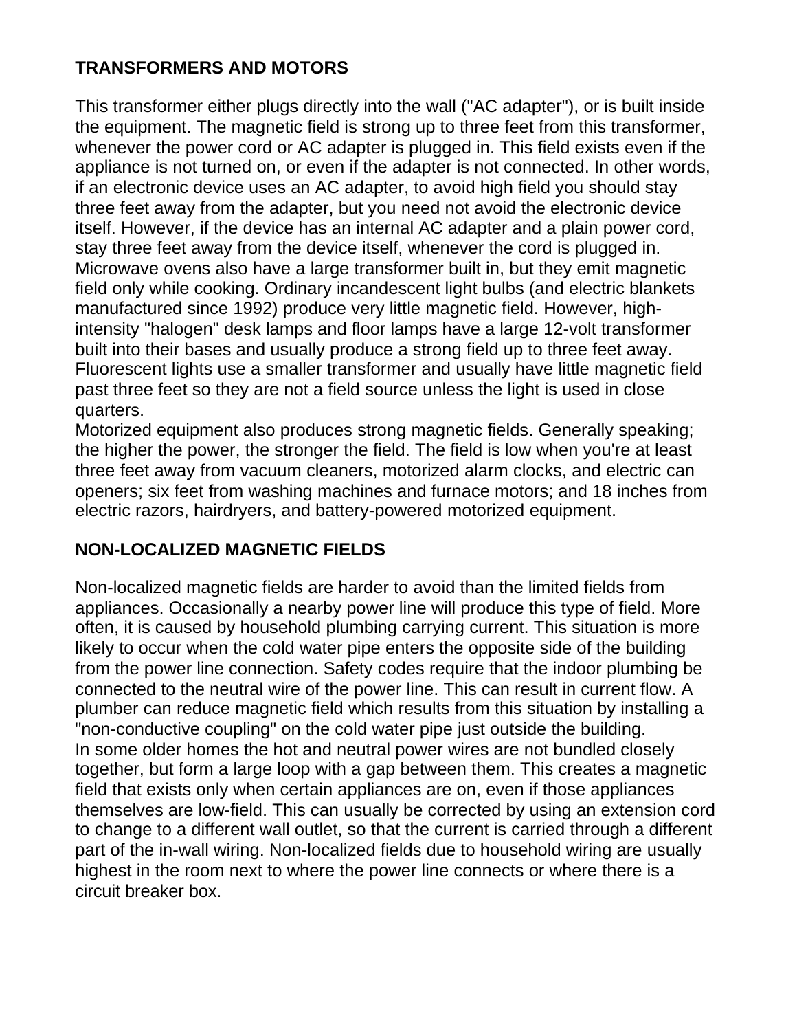## TRANSFORMERS AND MOTORS

This transformer either plugs directly into the wall ("AC adapter"), or is built inside the equipment. The magnetic field is strong up to three feet from this transformer, whenever the power cord or AC adapter is plugged in. This field exists even if the appliance is not turned on, or even if the adapter is not connected. In other words, if an electronic device uses an AC adapter, to avoid high field you should stay three feet away from the adapter, but you need not avoid the electronic device itself. However, if the device has an internal AC adapter and a plain power cord, stay three feet away from the device itself, whenever the cord is plugged in. Microwave ovens also have a large transformer built in, but they emit magnetic field only while cooking. Ordinary incandescent light bulbs (and electric blankets manufactured since 1992) produce very little magnetic field. However, high-intensity "halogen" desk lamps and floor lamps have a large 12-volt transformer built into their bases and usually produce a strong field up to three feet away. Fluorescent lights use a smaller transformer and usually have little magnetic field past three feet so they are not a field source unless the light is used in close quarters.

Motorized equipment also produces strong magnetic fields. Generally speaking; the higher the power, the stronger the field. The field is low when you're at least three feet away from vacuum cleaners, motorized alarm clocks, and electric can openers; six feet from washing machines and furnace motors; and 18 inches from electric razors, hairdryers, and battery-powered motorized equipment.

## NON-LOCALIZED MAGNETIC FIELDS

Non-localized magnetic fields are harder to avoid than the limited fields from appliances. Occasionally a nearby power line will produce this type of field. More often, it is caused by household plumbing carrying current. This situation is more likely to occur when the cold water pipe enters the opposite side of the building from the power line connection. Safety codes require that the indoor plumbing be connected to the neutral wire of the power line. This can result in current flow. A plumber can reduce magnetic field which results from this situation by installing a "non-conductive coupling" on the cold water pipe just outside the building.

In some older homes the hot and neutral power wires are not bundled closely together, but form a large loop with a gap between them. This creates a magnetic field that exists only when certain appliances are on, even if those appliances themselves are low-field. This can usually be corrected by using an extension cord to change to a different wall outlet, so that the current is carried through a different part of the in-wall wiring. Non-localized fields due to household wiring are usually highest in the room next to where the power line connects or where there is a circuit breaker box.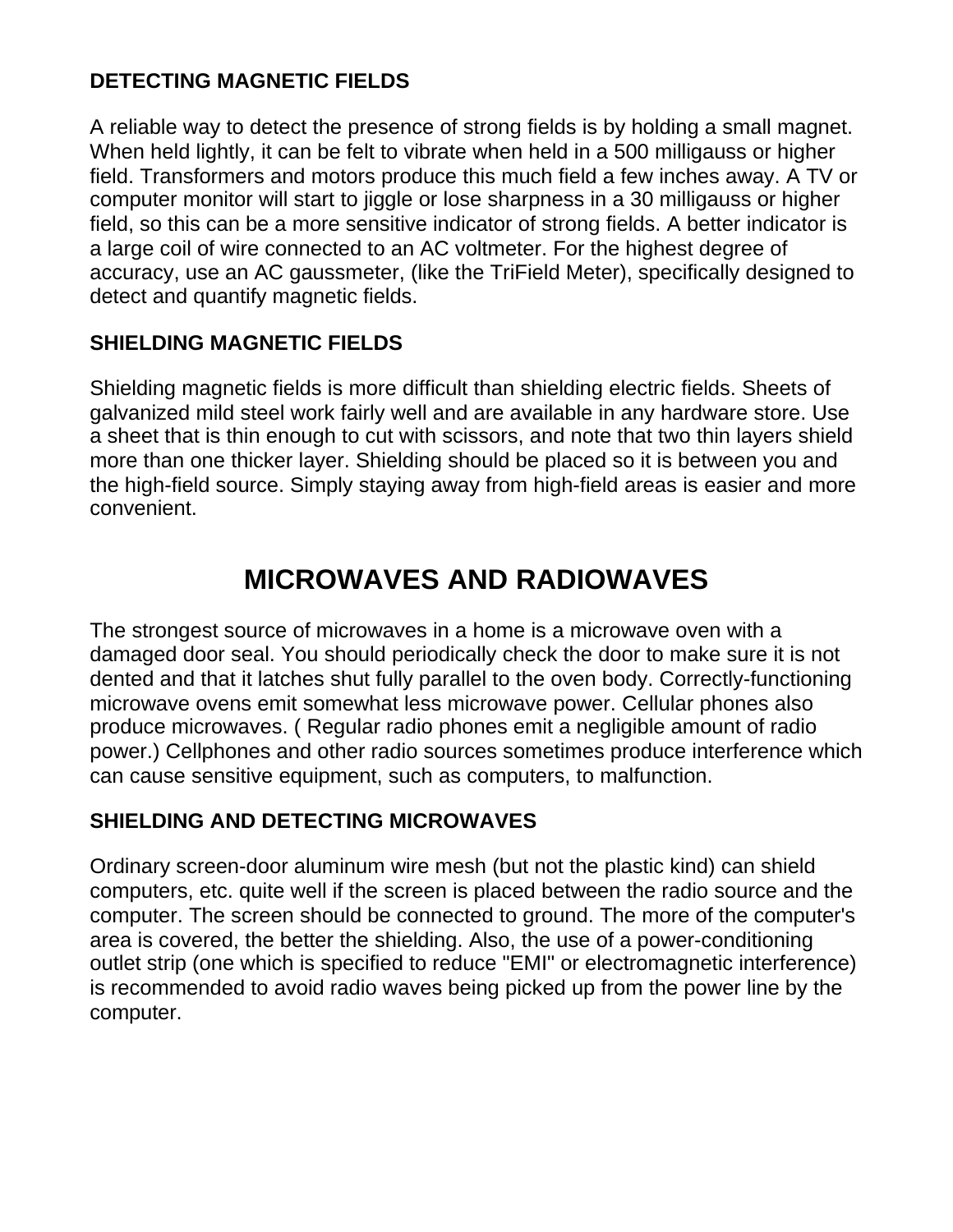### DETECTING MAGNETIC FIELDS

A reliable way to detect the presence of strong fields is by holding a small magnet. When held lightly, it can be felt to vibrate when held in a 500 milligauss or higher field. Transformers and motors produce this much field a few inches away. A TV or computer monitor will start to jiggle or lose sharpness in a 30 milligauss or higher field, so this can be a more sensitive indicator of strong fields. A better indicator is a large coil of wire connected to an AC voltmeter. For the highest degree of accuracy, use an AC gaussmeter, (like the TriField Meter), specifically designed to detect and quantify magnetic fields.

### SHIELDING MAGNETIC FIELDS

Shielding magnetic fields is more difficult than shielding electric fields. Sheets of galvanized mild steel work fairly well and are available in any hardware store. Use a sheet that is thin enough to cut with scissors, and note that two thin layers shield more than one thicker layer. Shielding should be placed so it is between you and the high-field source. Simply staying away from high-field areas is easier and more convenient.

## MICROWAVES AND RADIOWAVES

The strongest source of microwaves in a home is a microwave oven with a damaged door seal. You should periodically check the door to make sure it is not dented and that it latches shut fully parallel to the oven body. Correctly-functioning microwave ovens emit somewhat less microwave power. Cellular phones also produce microwaves. ( Regular radio phones emit a negligible amount of radio power.) Cellphones and other radio sources sometimes produce interference which can cause sensitive equipment, such as computers, to malfunction.

### SHIELDING AND DETECTING MICROWAVES

Ordinary screen-door aluminum wire mesh (but not the plastic kind) can shield computers, etc. quite well if the screen is placed between the radio source and the computer. The screen should be connected to ground. The more of the computer's area is covered, the better the shielding. Also, the use of a power-conditioning outlet strip (one which is specified to reduce "EMI" or electromagnetic interference) is recommended to avoid radio waves being picked up from the power line by the computer.